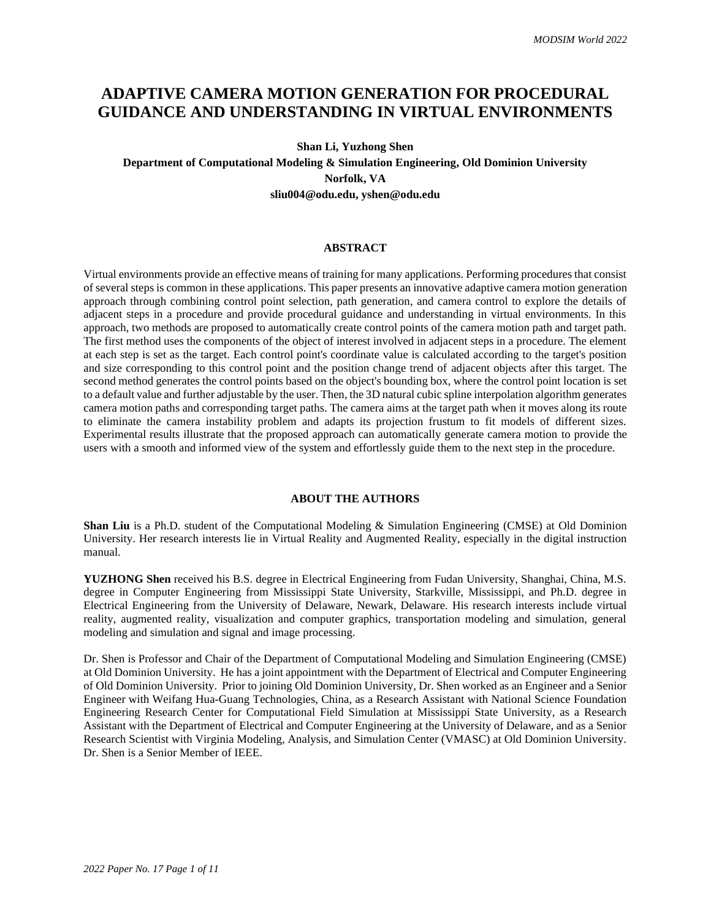# ADAPTIVE CAMERA MOTION GENERATION FOR PROCEDURAL GUIDANCE AND UNDERSTANDING IN VIRTUAL ENVIRONMENTS

**Shan Li, Yuzhong Shen**
**Department of Computational Modeling & Simulation Engineering, Old Dominion University**
**Norfolk, VA**
**sliu004@odu.edu, yshen@odu.edu**

## ABSTRACT

Virtual environments provide an effective means of training for many applications. Performing procedures that consist of several steps is common in these applications. This paper presents an innovative adaptive camera motion generation approach through combining control point selection, path generation, and camera control to explore the details of adjacent steps in a procedure and provide procedural guidance and understanding in virtual environments. In this approach, two methods are proposed to automatically create control points of the camera motion path and target path. The first method uses the components of the object of interest involved in adjacent steps in a procedure. The element at each step is set as the target. Each control point's coordinate value is calculated according to the target's position and size corresponding to this control point and the position change trend of adjacent objects after this target. The second method generates the control points based on the object's bounding box, where the control point location is set to a default value and further adjustable by the user. Then, the 3D natural cubic spline interpolation algorithm generates camera motion paths and corresponding target paths. The camera aims at the target path when it moves along its route to eliminate the camera instability problem and adapts its projection frustum to fit models of different sizes. Experimental results illustrate that the proposed approach can automatically generate camera motion to provide the users with a smooth and informed view of the system and effortlessly guide them to the next step in the procedure.

## ABOUT THE AUTHORS

**Shan Liu** is a Ph.D. student of the Computational Modeling & Simulation Engineering (CMSE) at Old Dominion University. Her research interests lie in Virtual Reality and Augmented Reality, especially in the digital instruction manual.

**YUZHONG Shen** received his B.S. degree in Electrical Engineering from Fudan University, Shanghai, China, M.S. degree in Computer Engineering from Mississippi State University, Starkville, Mississippi, and Ph.D. degree in Electrical Engineering from the University of Delaware, Newark, Delaware. His research interests include virtual reality, augmented reality, visualization and computer graphics, transportation modeling and simulation, general modeling and simulation and signal and image processing.

Dr. Shen is Professor and Chair of the Department of Computational Modeling and Simulation Engineering (CMSE) at Old Dominion University. He has a joint appointment with the Department of Electrical and Computer Engineering of Old Dominion University. Prior to joining Old Dominion University, Dr. Shen worked as an Engineer and a Senior Engineer with Weifang Hua-Guang Technologies, China, as a Research Assistant with National Science Foundation Engineering Research Center for Computational Field Simulation at Mississippi State University, as a Research Assistant with the Department of Electrical and Computer Engineering at the University of Delaware, and as a Senior Research Scientist with Virginia Modeling, Analysis, and Simulation Center (VMASC) at Old Dominion University. Dr. Shen is a Senior Member of IEEE.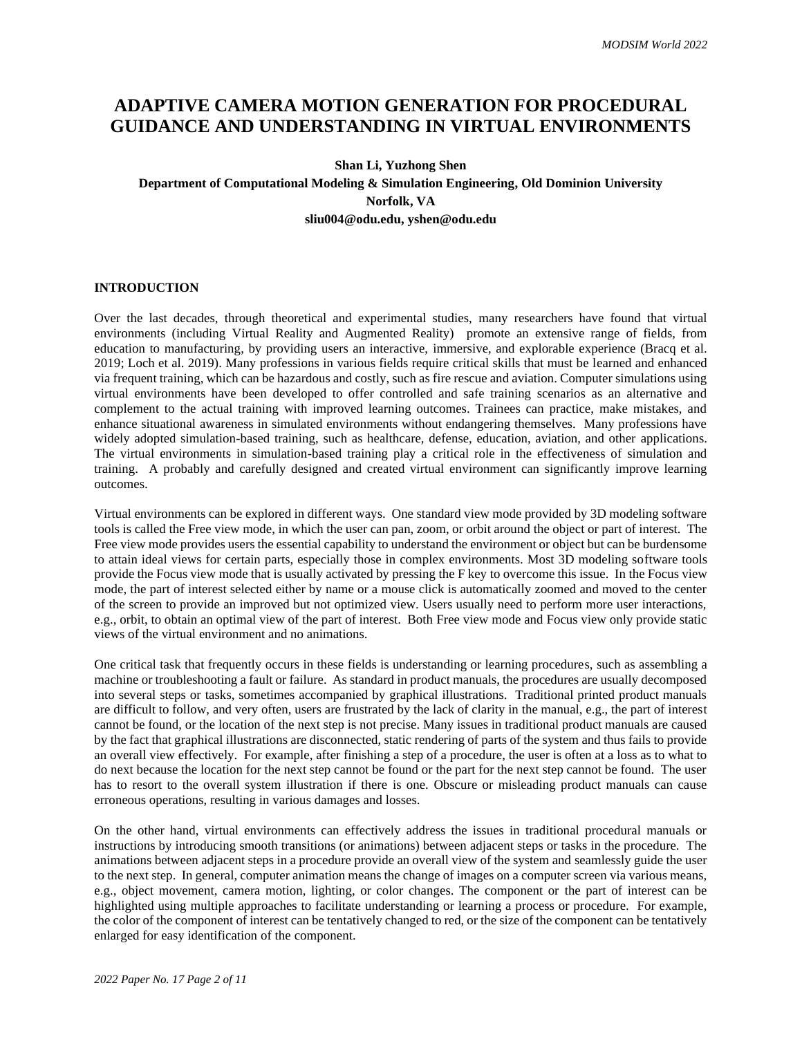# ADAPTIVE CAMERA MOTION GENERATION FOR PROCEDURAL GUIDANCE AND UNDERSTANDING IN VIRTUAL ENVIRONMENTS

**Shan Li, Yuzhong Shen**

**Department of Computational Modeling & Simulation Engineering, Old Dominion University**

**Norfolk, VA**

**sliu004@odu.edu, yshen@odu.edu**

## INTRODUCTION

Over the last decades, through theoretical and experimental studies, many researchers have found that virtual environments (including Virtual Reality and Augmented Reality) promote an extensive range of fields, from education to manufacturing, by providing users an interactive, immersive, and explorable experience (Bracq et al. 2019; Loch et al. 2019). Many professions in various fields require critical skills that must be learned and enhanced via frequent training, which can be hazardous and costly, such as fire rescue and aviation. Computer simulations using virtual environments have been developed to offer controlled and safe training scenarios as an alternative and complement to the actual training with improved learning outcomes. Trainees can practice, make mistakes, and enhance situational awareness in simulated environments without endangering themselves. Many professions have widely adopted simulation-based training, such as healthcare, defense, education, aviation, and other applications. The virtual environments in simulation-based training play a critical role in the effectiveness of simulation and training. A probably and carefully designed and created virtual environment can significantly improve learning outcomes.

Virtual environments can be explored in different ways. One standard view mode provided by 3D modeling software tools is called the Free view mode, in which the user can pan, zoom, or orbit around the object or part of interest. The Free view mode provides users the essential capability to understand the environment or object but can be burdensome to attain ideal views for certain parts, especially those in complex environments. Most 3D modeling software tools provide the Focus view mode that is usually activated by pressing the F key to overcome this issue. In the Focus view mode, the part of interest selected either by name or a mouse click is automatically zoomed and moved to the center of the screen to provide an improved but not optimized view. Users usually need to perform more user interactions, e.g., orbit, to obtain an optimal view of the part of interest. Both Free view mode and Focus view only provide static views of the virtual environment and no animations.

One critical task that frequently occurs in these fields is understanding or learning procedures, such as assembling a machine or troubleshooting a fault or failure. As standard in product manuals, the procedures are usually decomposed into several steps or tasks, sometimes accompanied by graphical illustrations. Traditional printed product manuals are difficult to follow, and very often, users are frustrated by the lack of clarity in the manual, e.g., the part of interest cannot be found, or the location of the next step is not precise. Many issues in traditional product manuals are caused by the fact that graphical illustrations are disconnected, static rendering of parts of the system and thus fails to provide an overall view effectively. For example, after finishing a step of a procedure, the user is often at a loss as to what to do next because the location for the next step cannot be found or the part for the next step cannot be found. The user has to resort to the overall system illustration if there is one. Obscure or misleading product manuals can cause erroneous operations, resulting in various damages and losses.

On the other hand, virtual environments can effectively address the issues in traditional procedural manuals or instructions by introducing smooth transitions (or animations) between adjacent steps or tasks in the procedure. The animations between adjacent steps in a procedure provide an overall view of the system and seamlessly guide the user to the next step. In general, computer animation means the change of images on a computer screen via various means, e.g., object movement, camera motion, lighting, or color changes. The component or the part of interest can be highlighted using multiple approaches to facilitate understanding or learning a process or procedure. For example, the color of the component of interest can be tentatively changed to red, or the size of the component can be tentatively enlarged for easy identification of the component.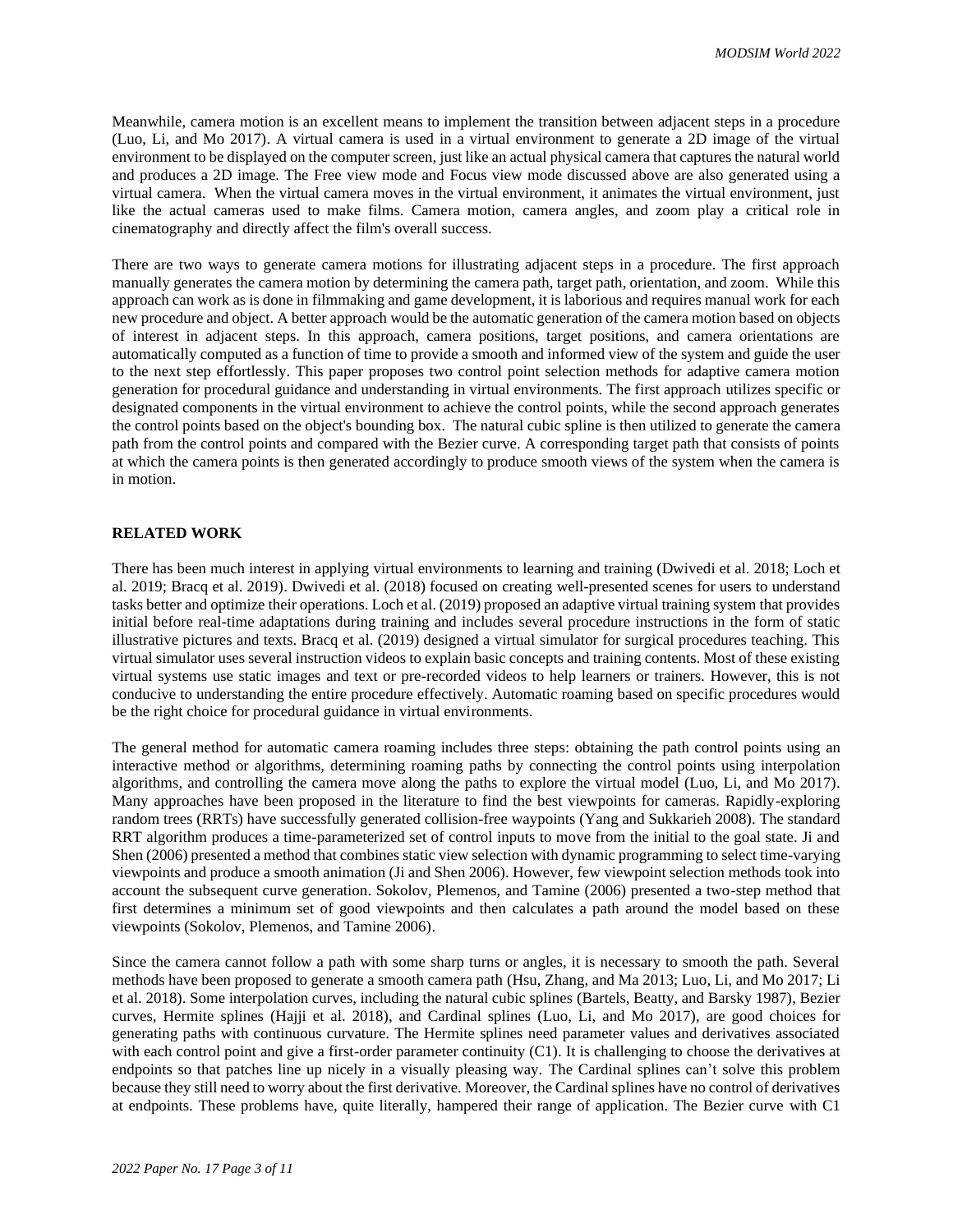Meanwhile, camera motion is an excellent means to implement the transition between adjacent steps in a procedure (Luo, Li, and Mo 2017). A virtual camera is used in a virtual environment to generate a 2D image of the virtual environment to be displayed on the computer screen, just like an actual physical camera that captures the natural world and produces a 2D image. The Free view mode and Focus view mode discussed above are also generated using a virtual camera. When the virtual camera moves in the virtual environment, it animates the virtual environment, just like the actual cameras used to make films. Camera motion, camera angles, and zoom play a critical role in cinematography and directly affect the film's overall success.

There are two ways to generate camera motions for illustrating adjacent steps in a procedure. The first approach manually generates the camera motion by determining the camera path, target path, orientation, and zoom. While this approach can work as is done in filmmaking and game development, it is laborious and requires manual work for each new procedure and object. A better approach would be the automatic generation of the camera motion based on objects of interest in adjacent steps. In this approach, camera positions, target positions, and camera orientations are automatically computed as a function of time to provide a smooth and informed view of the system and guide the user to the next step effortlessly. This paper proposes two control point selection methods for adaptive camera motion generation for procedural guidance and understanding in virtual environments. The first approach utilizes specific or designated components in the virtual environment to achieve the control points, while the second approach generates the control points based on the object's bounding box. The natural cubic spline is then utilized to generate the camera path from the control points and compared with the Bezier curve. A corresponding target path that consists of points at which the camera points is then generated accordingly to produce smooth views of the system when the camera is in motion.

## RELATED WORK

There has been much interest in applying virtual environments to learning and training (Dwivedi et al. 2018; Loch et al. 2019; Bracq et al. 2019). Dwivedi et al. (2018) focused on creating well-presented scenes for users to understand tasks better and optimize their operations. Loch et al. (2019) proposed an adaptive virtual training system that provides initial before real-time adaptations during training and includes several procedure instructions in the form of static illustrative pictures and texts. Bracq et al. (2019) designed a virtual simulator for surgical procedures teaching. This virtual simulator uses several instruction videos to explain basic concepts and training contents. Most of these existing virtual systems use static images and text or pre-recorded videos to help learners or trainers. However, this is not conducive to understanding the entire procedure effectively. Automatic roaming based on specific procedures would be the right choice for procedural guidance in virtual environments.

The general method for automatic camera roaming includes three steps: obtaining the path control points using an interactive method or algorithms, determining roaming paths by connecting the control points using interpolation algorithms, and controlling the camera move along the paths to explore the virtual model (Luo, Li, and Mo 2017). Many approaches have been proposed in the literature to find the best viewpoints for cameras. Rapidly-exploring random trees (RRTs) have successfully generated collision-free waypoints (Yang and Sukkarieh 2008). The standard RRT algorithm produces a time-parameterized set of control inputs to move from the initial to the goal state. Ji and Shen (2006) presented a method that combines static view selection with dynamic programming to select time-varying viewpoints and produce a smooth animation (Ji and Shen 2006). However, few viewpoint selection methods took into account the subsequent curve generation. Sokolov, Plemenos, and Tamine (2006) presented a two-step method that first determines a minimum set of good viewpoints and then calculates a path around the model based on these viewpoints (Sokolov, Plemenos, and Tamine 2006).

Since the camera cannot follow a path with some sharp turns or angles, it is necessary to smooth the path. Several methods have been proposed to generate a smooth camera path (Hsu, Zhang, and Ma 2013; Luo, Li, and Mo 2017; Li et al. 2018). Some interpolation curves, including the natural cubic splines (Bartels, Beatty, and Barsky 1987), Bezier curves, Hermite splines (Hajji et al. 2018), and Cardinal splines (Luo, Li, and Mo 2017), are good choices for generating paths with continuous curvature. The Hermite splines need parameter values and derivatives associated with each control point and give a first-order parameter continuity (C1). It is challenging to choose the derivatives at endpoints so that patches line up nicely in a visually pleasing way. The Cardinal splines can't solve this problem because they still need to worry about the first derivative. Moreover, the Cardinal splines have no control of derivatives at endpoints. These problems have, quite literally, hampered their range of application. The Bezier curve with C1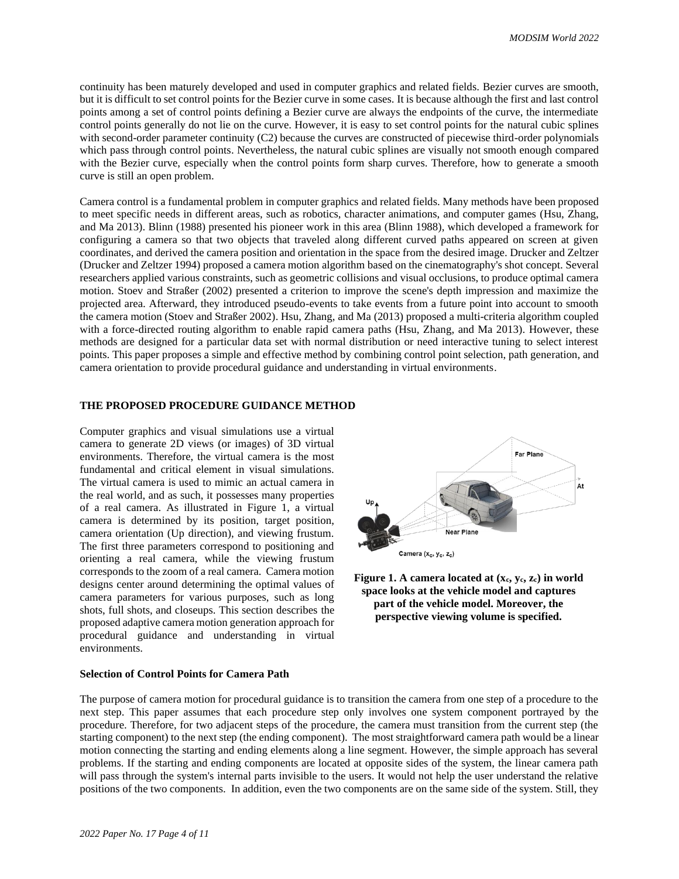continuity has been maturely developed and used in computer graphics and related fields. Bezier curves are smooth, but it is difficult to set control points for the Bezier curve in some cases. It is because although the first and last control points among a set of control points defining a Bezier curve are always the endpoints of the curve, the intermediate control points generally do not lie on the curve. However, it is easy to set control points for the natural cubic splines with second-order parameter continuity (C2) because the curves are constructed of piecewise third-order polynomials which pass through control points. Nevertheless, the natural cubic splines are visually not smooth enough compared with the Bezier curve, especially when the control points form sharp curves. Therefore, how to generate a smooth curve is still an open problem.

Camera control is a fundamental problem in computer graphics and related fields. Many methods have been proposed to meet specific needs in different areas, such as robotics, character animations, and computer games (Hsu, Zhang, and Ma 2013). Blinn (1988) presented his pioneer work in this area (Blinn 1988), which developed a framework for configuring a camera so that two objects that traveled along different curved paths appeared on screen at given coordinates, and derived the camera position and orientation in the space from the desired image. Drucker and Zeltzer (Drucker and Zeltzer 1994) proposed a camera motion algorithm based on the cinematography's shot concept. Several researchers applied various constraints, such as geometric collisions and visual occlusions, to produce optimal camera motion. Stoev and Straßer (2002) presented a criterion to improve the scene's depth impression and maximize the projected area. Afterward, they introduced pseudo-events to take events from a future point into account to smooth the camera motion (Stoev and Straßer 2002). Hsu, Zhang, and Ma (2013) proposed a multi-criteria algorithm coupled with a force-directed routing algorithm to enable rapid camera paths (Hsu, Zhang, and Ma 2013). However, these methods are designed for a particular data set with normal distribution or need interactive tuning to select interest points. This paper proposes a simple and effective method by combining control point selection, path generation, and camera orientation to provide procedural guidance and understanding in virtual environments.

## THE PROPOSED PROCEDURE GUIDANCE METHOD

Computer graphics and visual simulations use a virtual camera to generate 2D views (or images) of 3D virtual environments. Therefore, the virtual camera is the most fundamental and critical element in visual simulations. The virtual camera is used to mimic an actual camera in the real world, and as such, it possesses many properties of a real camera. As illustrated in Figure 1, a virtual camera is determined by its position, target position, camera orientation (Up direction), and viewing frustum. The first three parameters correspond to positioning and orienting a real camera, while the viewing frustum corresponds to the zoom of a real camera. Camera motion designs center around determining the optimal values of camera parameters for various purposes, such as long shots, full shots, and closeups. This section describes the proposed adaptive camera motion generation approach for procedural guidance and understanding in virtual environments.

**Figure 1. A camera located at ($x_c$, $y_c$, $z_c$) in world space looks at the vehicle model and captures part of the vehicle model. Moreover, the perspective viewing volume is specified.**

### Selection of Control Points for Camera Path

The purpose of camera motion for procedural guidance is to transition the camera from one step of a procedure to the next step. This paper assumes that each procedure step only involves one system component portrayed by the procedure. Therefore, for two adjacent steps of the procedure, the camera must transition from the current step (the starting component) to the next step (the ending component). The most straightforward camera path would be a linear motion connecting the starting and ending elements along a line segment. However, the simple approach has several problems. If the starting and ending components are located at opposite sides of the system, the linear camera path will pass through the system's internal parts invisible to the users. It would not help the user understand the relative positions of the two components. In addition, even the two components are on the same side of the system. Still, they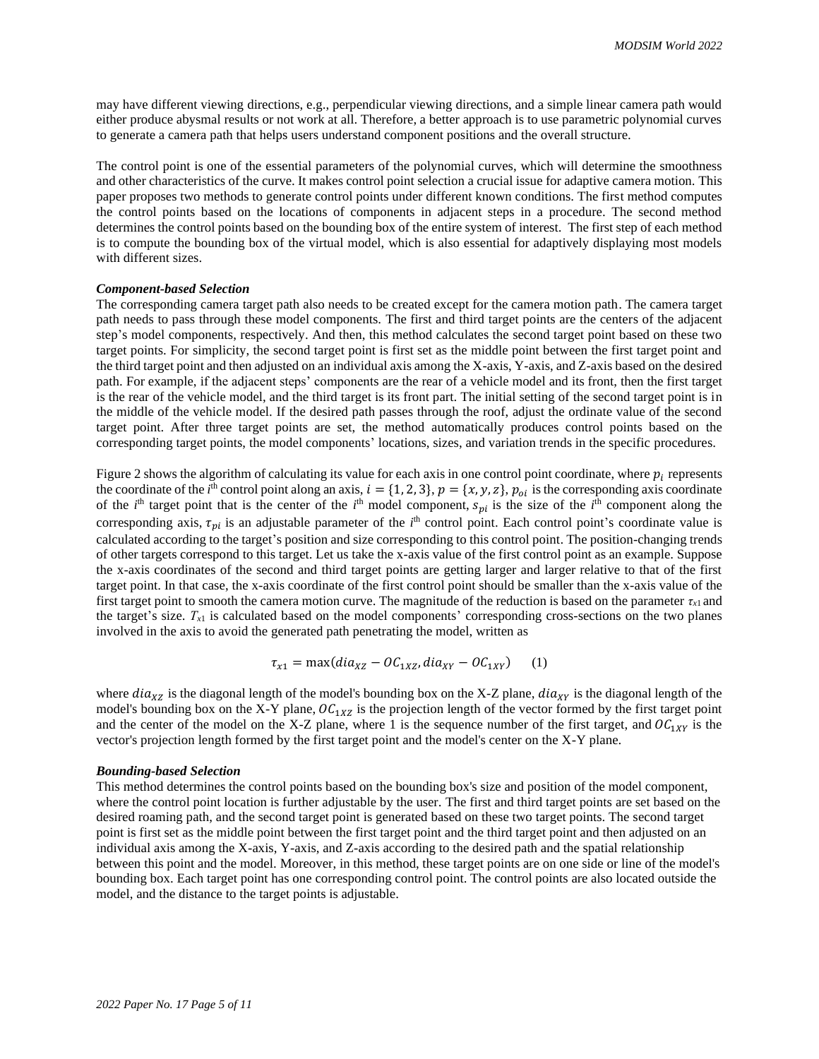may have different viewing directions, e.g., perpendicular viewing directions, and a simple linear camera path would either produce abysmal results or not work at all. Therefore, a better approach is to use parametric polynomial curves to generate a camera path that helps users understand component positions and the overall structure.

The control point is one of the essential parameters of the polynomial curves, which will determine the smoothness and other characteristics of the curve. It makes control point selection a crucial issue for adaptive camera motion. This paper proposes two methods to generate control points under different known conditions. The first method computes the control points based on the locations of components in adjacent steps in a procedure. The second method determines the control points based on the bounding box of the entire system of interest. The first step of each method is to compute the bounding box of the virtual model, which is also essential for adaptively displaying most models with different sizes.

***Component-based Selection***

The corresponding camera target path also needs to be created except for the camera motion path. The camera target path needs to pass through these model components. The first and third target points are the centers of the adjacent step's model components, respectively. And then, this method calculates the second target point based on these two target points. For simplicity, the second target point is first set as the middle point between the first target point and the third target point and then adjusted on an individual axis among the X-axis, Y-axis, and Z-axis based on the desired path. For example, if the adjacent steps' components are the rear of a vehicle model and its front, then the first target is the rear of the vehicle model, and the third target is its front part. The initial setting of the second target point is in the middle of the vehicle model. If the desired path passes through the roof, adjust the ordinate value of the second target point. After three target points are set, the method automatically produces control points based on the corresponding target points, the model components' locations, sizes, and variation trends in the specific procedures.

Figure 2 shows the algorithm of calculating its value for each axis in one control point coordinate, where $p_i$ represents the coordinate of the $i^{\text{th}}$ control point along an axis, $i = \{1, 2, 3\}$, $p = \{x, y, z\}$, $p_{oi}$ is the corresponding axis coordinate of the $i^{\text{th}}$ target point that is the center of the $i^{\text{th}}$ model component, $s_{pi}$ is the size of the $i^{\text{th}}$ component along the corresponding axis, $\tau_{pi}$ is an adjustable parameter of the $i^{\text{th}}$ control point. Each control point's coordinate value is calculated according to the target's position and size corresponding to this control point. The position-changing trends of other targets correspond to this target. Let us take the x-axis value of the first control point as an example. Suppose the x-axis coordinates of the second and third target points are getting larger and larger relative to that of the first target point. In that case, the x-axis coordinate of the first control point should be smaller than the x-axis value of the first target point to smooth the camera motion curve. The magnitude of the reduction is based on the parameter $\tau_{x1}$ and the target's size. $T_{x1}$ is calculated based on the model components' corresponding cross-sections on the two planes involved in the axis to avoid the generated path penetrating the model, written as

$$\tau_{x1} = \max(dia_{XZ} - OC_{1XZ}, dia_{XY} - OC_{1XY}) \qquad (1)$$

where $dia_{XZ}$ is the diagonal length of the model's bounding box on the X-Z plane, $dia_{XY}$ is the diagonal length of the model's bounding box on the X-Y plane, $OC_{1XZ}$ is the projection length of the vector formed by the first target point and the center of the model on the X-Z plane, where 1 is the sequence number of the first target, and $OC_{1XY}$ is the vector's projection length formed by the first target point and the model's center on the X-Y plane.

***Bounding-based Selection***

This method determines the control points based on the bounding box's size and position of the model component, where the control point location is further adjustable by the user. The first and third target points are set based on the desired roaming path, and the second target point is generated based on these two target points. The second target point is first set as the middle point between the first target point and the third target point and then adjusted on an individual axis among the X-axis, Y-axis, and Z-axis according to the desired path and the spatial relationship between this point and the model. Moreover, in this method, these target points are on one side or line of the model's bounding box. Each target point has one corresponding control point. The control points are also located outside the model, and the distance to the target points is adjustable.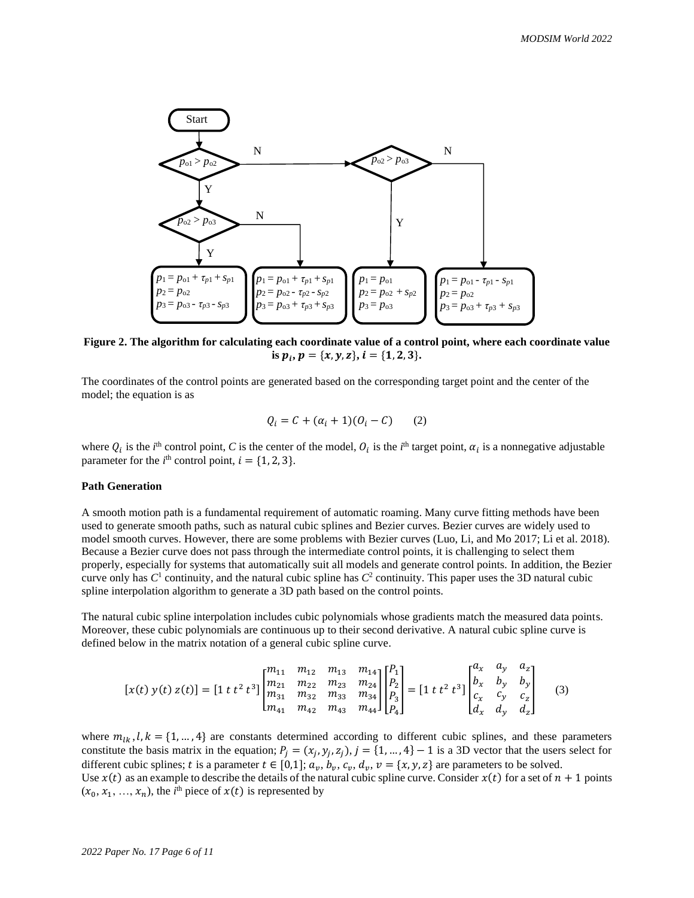**Figure 2. The algorithm for calculating each coordinate value of a control point, where each coordinate value is $p_i, p = \{x, y, z\}, i = \{1, 2, 3\}$.**

The coordinates of the control points are generated based on the corresponding target point and the center of the model; the equation is as

$$Q_i = C + (\alpha_i + 1)(O_i - C) \qquad (2)$$

where $Q_i$ is the $i^{\text{th}}$ control point, $C$ is the center of the model, $O_i$ is the $i^{\text{th}}$ target point, $\alpha_i$ is a nonnegative adjustable parameter for the $i^{\text{th}}$ control point, $i = \{1, 2, 3\}$.

**Path Generation**

A smooth motion path is a fundamental requirement of automatic roaming. Many curve fitting methods have been used to generate smooth paths, such as natural cubic splines and Bezier curves. Bezier curves are widely used to model smooth curves. However, there are some problems with Bezier curves (Luo, Li, and Mo 2017; Li et al. 2018). Because a Bezier curve does not pass through the intermediate control points, it is challenging to select them properly, especially for systems that automatically suit all models and generate control points. In addition, the Bezier curve only has $C^1$ continuity, and the natural cubic spline has $C^2$ continuity. This paper uses the 3D natural cubic spline interpolation algorithm to generate a 3D path based on the control points.

The natural cubic spline interpolation includes cubic polynomials whose gradients match the measured data points. Moreover, these cubic polynomials are continuous up to their second derivative. A natural cubic spline curve is defined below in the matrix notation of a general cubic spline curve.

$$[x(t)\ y(t)\ z(t)] = [1\ t\ t^2\ t^3]\begin{bmatrix} m_{11} & m_{12} & m_{13} & m_{14} \\ m_{21} & m_{22} & m_{23} & m_{24} \\ m_{31} & m_{32} & m_{33} & m_{34} \\ m_{41} & m_{42} & m_{43} & m_{44} \end{bmatrix}\begin{bmatrix} P_1 \\ P_2 \\ P_3 \\ P_4 \end{bmatrix} = [1\ t\ t^2\ t^3]\begin{bmatrix} a_x & a_y & a_z \\ b_x & b_y & b_y \\ c_x & c_y & c_z \\ d_x & d_y & d_z \end{bmatrix} \qquad (3)$$

where $m_{lk}, l, k = \{1, \ldots, 4\}$ are constants determined according to different cubic splines, and these parameters constitute the basis matrix in the equation; $P_j = (x_j, y_j, z_j), j = \{1, \ldots, 4\} - 1$ is a 3D vector that the users select for different cubic splines; $t$ is a parameter $t \in [0,1]$; $a_v, b_v, c_v, d_v, v = \{x, y, z\}$ are parameters to be solved.
Use $x(t)$ as an example to describe the details of the natural cubic spline curve. Consider $x(t)$ for a set of $n + 1$ points $(x_0, x_1, \ldots, x_n)$, the $i^{\text{th}}$ piece of $x(t)$ is represented by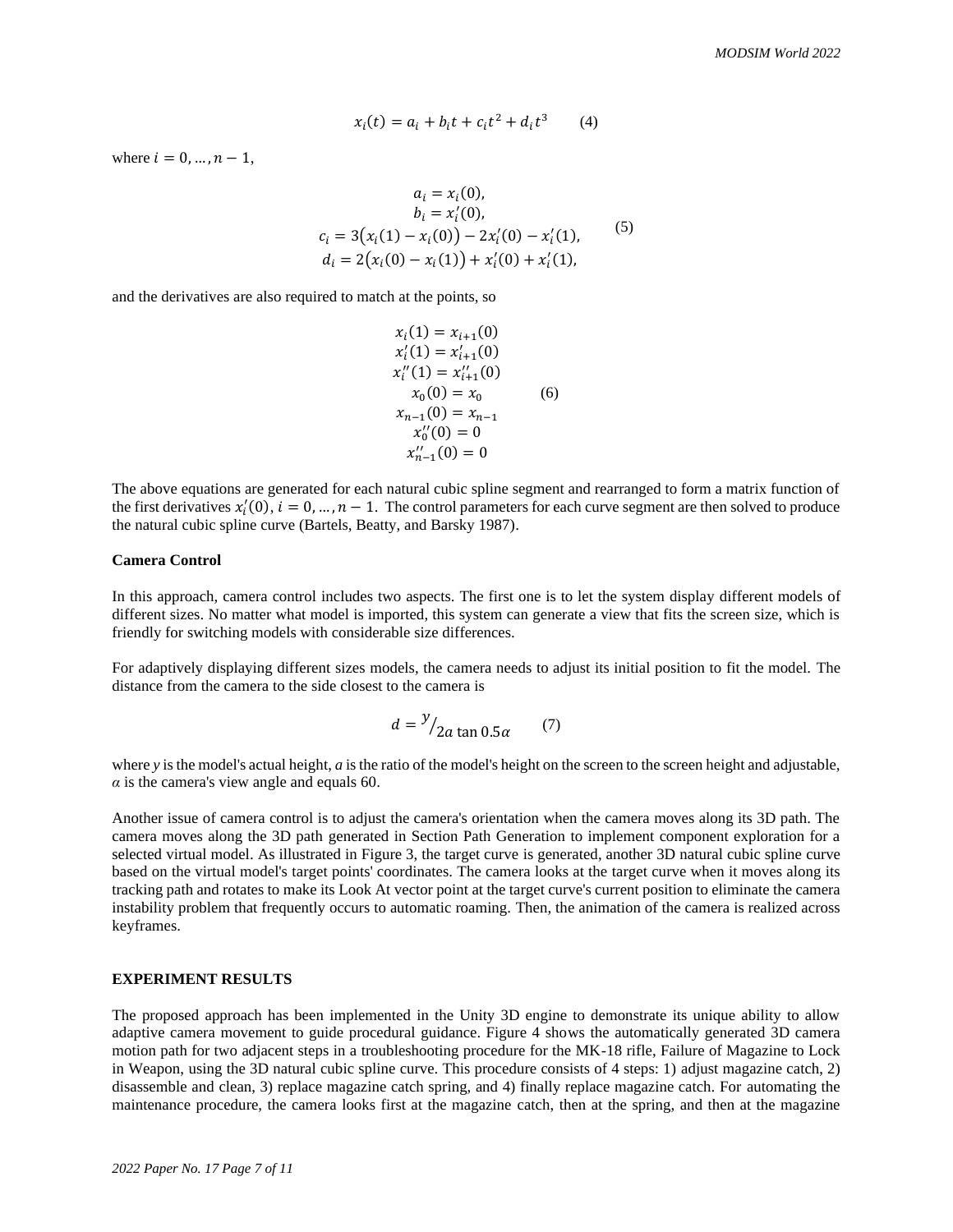$$x_i(t) = a_i + b_i t + c_i t^2 + d_i t^3 \qquad (4)$$

where $i = 0, \ldots, n-1$,

$$\begin{aligned} a_i &= x_i(0), \\ b_i &= x_i'(0), \\ c_i &= 3\big(x_i(1) - x_i(0)\big) - 2x_i'(0) - x_i'(1), \\ d_i &= 2\big(x_i(0) - x_i(1)\big) + x_i'(0) + x_i'(1), \end{aligned} \qquad (5)$$

and the derivatives are also required to match at the points, so

$$\begin{gathered} x_i(1) = x_{i+1}(0) \\ x_i'(1) = x_{i+1}'(0) \\ x_i''(1) = x_{i+1}''(0) \\ x_0(0) = x_0 \\ x_{n-1}(0) = x_{n-1} \\ x_0''(0) = 0 \\ x_{n-1}''(0) = 0 \end{gathered} \qquad (6)$$

The above equations are generated for each natural cubic spline segment and rearranged to form a matrix function of the first derivatives $x_i'(0)$, $i = 0, \ldots, n-1$. The control parameters for each curve segment are then solved to produce the natural cubic spline curve (Bartels, Beatty, and Barsky 1987).

**Camera Control**

In this approach, camera control includes two aspects. The first one is to let the system display different models of different sizes. No matter what model is imported, this system can generate a view that fits the screen size, which is friendly for switching models with considerable size differences.

For adaptively displaying different sizes models, the camera needs to adjust its initial position to fit the model. The distance from the camera to the side closest to the camera is

$$d = {}^{y}\!/_{2a \tan 0.5\alpha} \qquad (7)$$

where *y* is the model's actual height, *a* is the ratio of the model's height on the screen to the screen height and adjustable, *α* is the camera's view angle and equals 60.

Another issue of camera control is to adjust the camera's orientation when the camera moves along its 3D path. The camera moves along the 3D path generated in Section Path Generation to implement component exploration for a selected virtual model. As illustrated in Figure 3, the target curve is generated, another 3D natural cubic spline curve based on the virtual model's target points' coordinates. The camera looks at the target curve when it moves along its tracking path and rotates to make its Look At vector point at the target curve's current position to eliminate the camera instability problem that frequently occurs to automatic roaming. Then, the animation of the camera is realized across keyframes.

## EXPERIMENT RESULTS

The proposed approach has been implemented in the Unity 3D engine to demonstrate its unique ability to allow adaptive camera movement to guide procedural guidance. Figure 4 shows the automatically generated 3D camera motion path for two adjacent steps in a troubleshooting procedure for the MK-18 rifle, Failure of Magazine to Lock in Weapon, using the 3D natural cubic spline curve. This procedure consists of 4 steps: 1) adjust magazine catch, 2) disassemble and clean, 3) replace magazine catch spring, and 4) finally replace magazine catch. For automating the maintenance procedure, the camera looks first at the magazine catch, then at the spring, and then at the magazine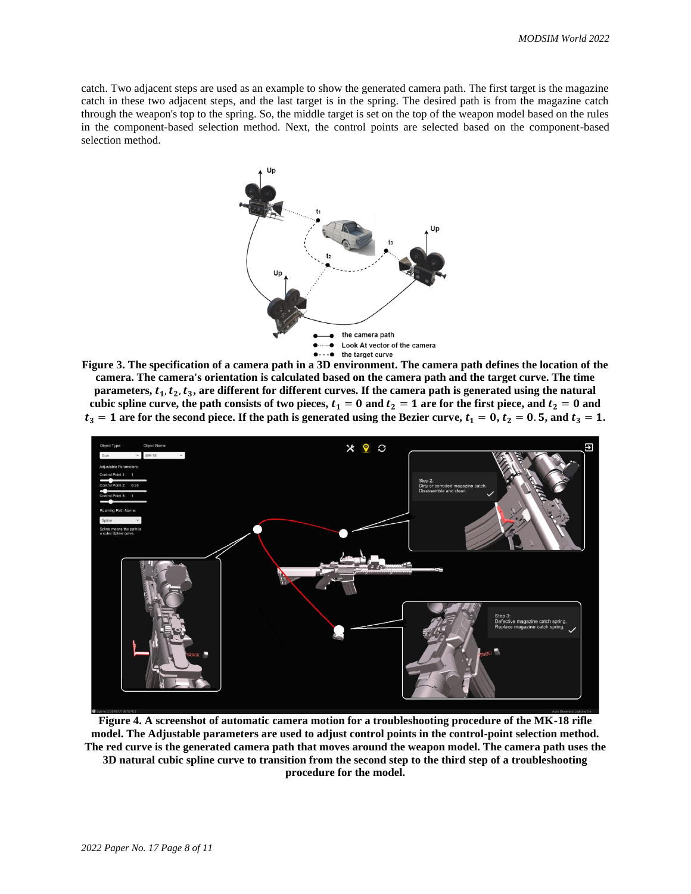catch. Two adjacent steps are used as an example to show the generated camera path. The first target is the magazine catch in these two adjacent steps, and the last target is in the spring. The desired path is from the magazine catch through the weapon's top to the spring. So, the middle target is set on the top of the weapon model based on the rules in the component-based selection method. Next, the control points are selected based on the component-based selection method.

**Figure 3. The specification of a camera path in a 3D environment. The camera path defines the location of the camera. The camera's orientation is calculated based on the camera path and the target curve. The time parameters, $t_1, t_2, t_3$, are different for different curves. If the camera path is generated using the natural cubic spline curve, the path consists of two pieces, $t_1 = 0$ and $t_2 = 1$ are for the first piece, and $t_2 = 0$ and $t_3 = 1$ are for the second piece. If the path is generated using the Bezier curve, $t_1 = 0$, $t_2 = 0.5$, and $t_3 = 1$.**

**Figure 4. A screenshot of automatic camera motion for a troubleshooting procedure of the MK-18 rifle model. The Adjustable parameters are used to adjust control points in the control-point selection method. The red curve is the generated camera path that moves around the weapon model. The camera path uses the 3D natural cubic spline curve to transition from the second step to the third step of a troubleshooting procedure for the model.**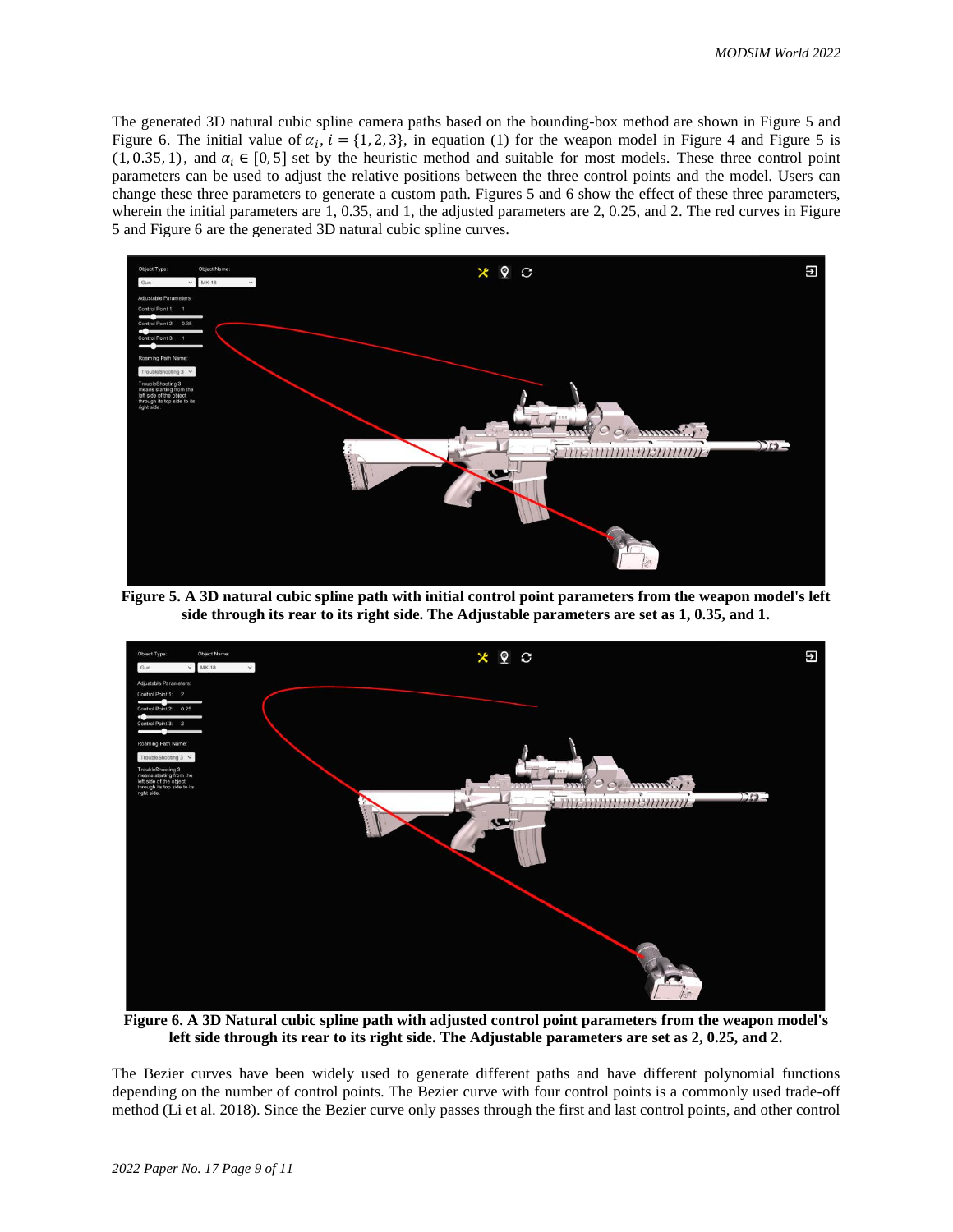The generated 3D natural cubic spline camera paths based on the bounding-box method are shown in Figure 5 and Figure 6. The initial value of $\alpha_i$, $i = \{1, 2, 3\}$, in equation (1) for the weapon model in Figure 4 and Figure 5 is $(1, 0.35, 1)$, and $\alpha_i \in [0, 5]$ set by the heuristic method and suitable for most models. These three control point parameters can be used to adjust the relative positions between the three control points and the model. Users can change these three parameters to generate a custom path. Figures 5 and 6 show the effect of these three parameters, wherein the initial parameters are 1, 0.35, and 1, the adjusted parameters are 2, 0.25, and 2. The red curves in Figure 5 and Figure 6 are the generated 3D natural cubic spline curves.

**Figure 5. A 3D natural cubic spline path with initial control point parameters from the weapon model's left side through its rear to its right side. The Adjustable parameters are set as 1, 0.35, and 1.**

**Figure 6. A 3D Natural cubic spline path with adjusted control point parameters from the weapon model's left side through its rear to its right side. The Adjustable parameters are set as 2, 0.25, and 2.**

The Bezier curves have been widely used to generate different paths and have different polynomial functions depending on the number of control points. The Bezier curve with four control points is a commonly used trade-off method (Li et al. 2018). Since the Bezier curve only passes through the first and last control points, and other control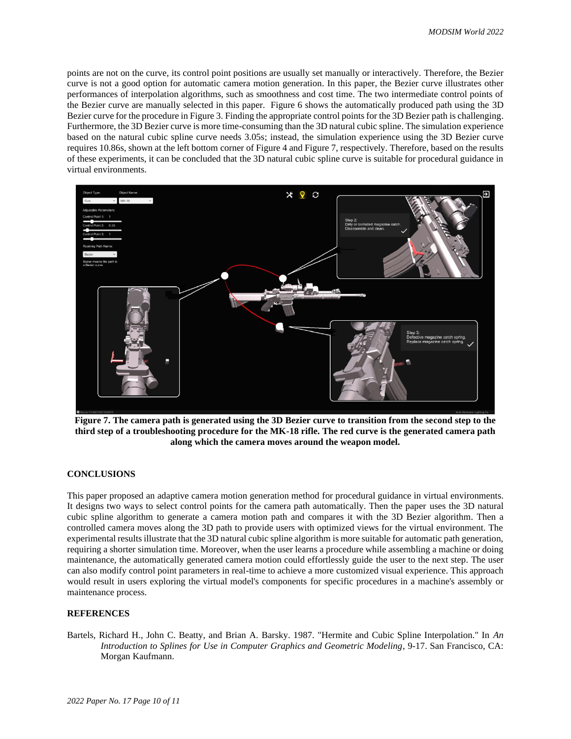points are not on the curve, its control point positions are usually set manually or interactively. Therefore, the Bezier curve is not a good option for automatic camera motion generation. In this paper, the Bezier curve illustrates other performances of interpolation algorithms, such as smoothness and cost time. The two intermediate control points of the Bezier curve are manually selected in this paper. Figure 6 shows the automatically produced path using the 3D Bezier curve for the procedure in Figure 3. Finding the appropriate control points for the 3D Bezier path is challenging. Furthermore, the 3D Bezier curve is more time-consuming than the 3D natural cubic spline. The simulation experience based on the natural cubic spline curve needs 3.05s; instead, the simulation experience using the 3D Bezier curve requires 10.86s, shown at the left bottom corner of Figure 4 and Figure 7, respectively. Therefore, based on the results of these experiments, it can be concluded that the 3D natural cubic spline curve is suitable for procedural guidance in virtual environments.

**Figure 7. The camera path is generated using the 3D Bezier curve to transition from the second step to the third step of a troubleshooting procedure for the MK-18 rifle. The red curve is the generated camera path along which the camera moves around the weapon model.**

## CONCLUSIONS

This paper proposed an adaptive camera motion generation method for procedural guidance in virtual environments. It designs two ways to select control points for the camera path automatically. Then the paper uses the 3D natural cubic spline algorithm to generate a camera motion path and compares it with the 3D Bezier algorithm. Then a controlled camera moves along the 3D path to provide users with optimized views for the virtual environment. The experimental results illustrate that the 3D natural cubic spline algorithm is more suitable for automatic path generation, requiring a shorter simulation time. Moreover, when the user learns a procedure while assembling a machine or doing maintenance, the automatically generated camera motion could effortlessly guide the user to the next step. The user can also modify control point parameters in real-time to achieve a more customized visual experience. This approach would result in users exploring the virtual model's components for specific procedures in a machine's assembly or maintenance process.

## REFERENCES

Bartels, Richard H., John C. Beatty, and Brian A. Barsky. 1987. "Hermite and Cubic Spline Interpolation." In *An Introduction to Splines for Use in Computer Graphics and Geometric Modeling*, 9-17. San Francisco, CA: Morgan Kaufmann.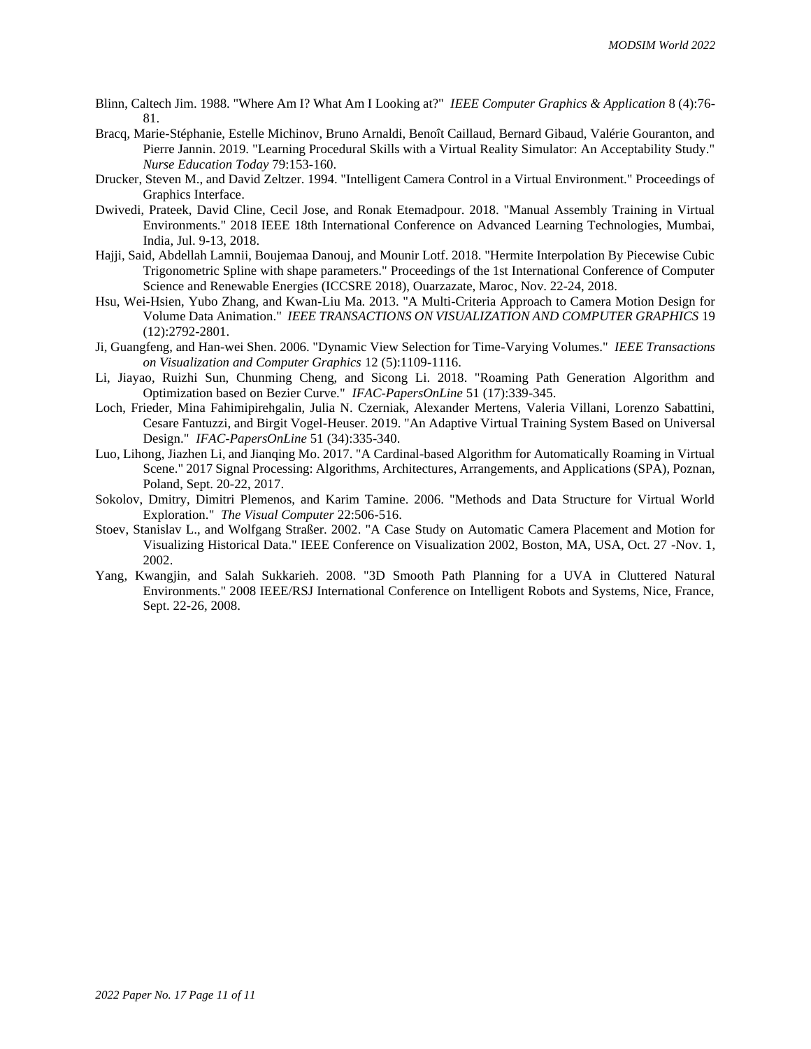Blinn, Caltech Jim. 1988. "Where Am I? What Am I Looking at?" *IEEE Computer Graphics & Application* 8 (4):76-81.

Bracq, Marie-Stéphanie, Estelle Michinov, Bruno Arnaldi, Benoît Caillaud, Bernard Gibaud, Valérie Gouranton, and Pierre Jannin. 2019. "Learning Procedural Skills with a Virtual Reality Simulator: An Acceptability Study." *Nurse Education Today* 79:153-160.

Drucker, Steven M., and David Zeltzer. 1994. "Intelligent Camera Control in a Virtual Environment." Proceedings of Graphics Interface.

Dwivedi, Prateek, David Cline, Cecil Jose, and Ronak Etemadpour. 2018. "Manual Assembly Training in Virtual Environments." 2018 IEEE 18th International Conference on Advanced Learning Technologies, Mumbai, India, Jul. 9-13, 2018.

Hajji, Said, Abdellah Lamnii, Boujemaa Danouj, and Mounir Lotf. 2018. "Hermite Interpolation By Piecewise Cubic Trigonometric Spline with shape parameters." Proceedings of the 1st International Conference of Computer Science and Renewable Energies (ICCSRE 2018), Ouarzazate, Maroc, Nov. 22-24, 2018.

Hsu, Wei-Hsien, Yubo Zhang, and Kwan-Liu Ma. 2013. "A Multi-Criteria Approach to Camera Motion Design for Volume Data Animation." *IEEE TRANSACTIONS ON VISUALIZATION AND COMPUTER GRAPHICS* 19 (12):2792-2801.

Ji, Guangfeng, and Han-wei Shen. 2006. "Dynamic View Selection for Time-Varying Volumes." *IEEE Transactions on Visualization and Computer Graphics* 12 (5):1109-1116.

Li, Jiayao, Ruizhi Sun, Chunming Cheng, and Sicong Li. 2018. "Roaming Path Generation Algorithm and Optimization based on Bezier Curve." *IFAC-PapersOnLine* 51 (17):339-345.

Loch, Frieder, Mina Fahimipirehgalin, Julia N. Czerniak, Alexander Mertens, Valeria Villani, Lorenzo Sabattini, Cesare Fantuzzi, and Birgit Vogel-Heuser. 2019. "An Adaptive Virtual Training System Based on Universal Design." *IFAC-PapersOnLine* 51 (34):335-340.

Luo, Lihong, Jiazhen Li, and Jianqing Mo. 2017. "A Cardinal-based Algorithm for Automatically Roaming in Virtual Scene." 2017 Signal Processing: Algorithms, Architectures, Arrangements, and Applications (SPA), Poznan, Poland, Sept. 20-22, 2017.

Sokolov, Dmitry, Dimitri Plemenos, and Karim Tamine. 2006. "Methods and Data Structure for Virtual World Exploration." *The Visual Computer* 22:506-516.

Stoev, Stanislav L., and Wolfgang Straßer. 2002. "A Case Study on Automatic Camera Placement and Motion for Visualizing Historical Data." IEEE Conference on Visualization 2002, Boston, MA, USA, Oct. 27 -Nov. 1, 2002.

Yang, Kwangjin, and Salah Sukkarieh. 2008. "3D Smooth Path Planning for a UVA in Cluttered Natural Environments." 2008 IEEE/RSJ International Conference on Intelligent Robots and Systems, Nice, France, Sept. 22-26, 2008.